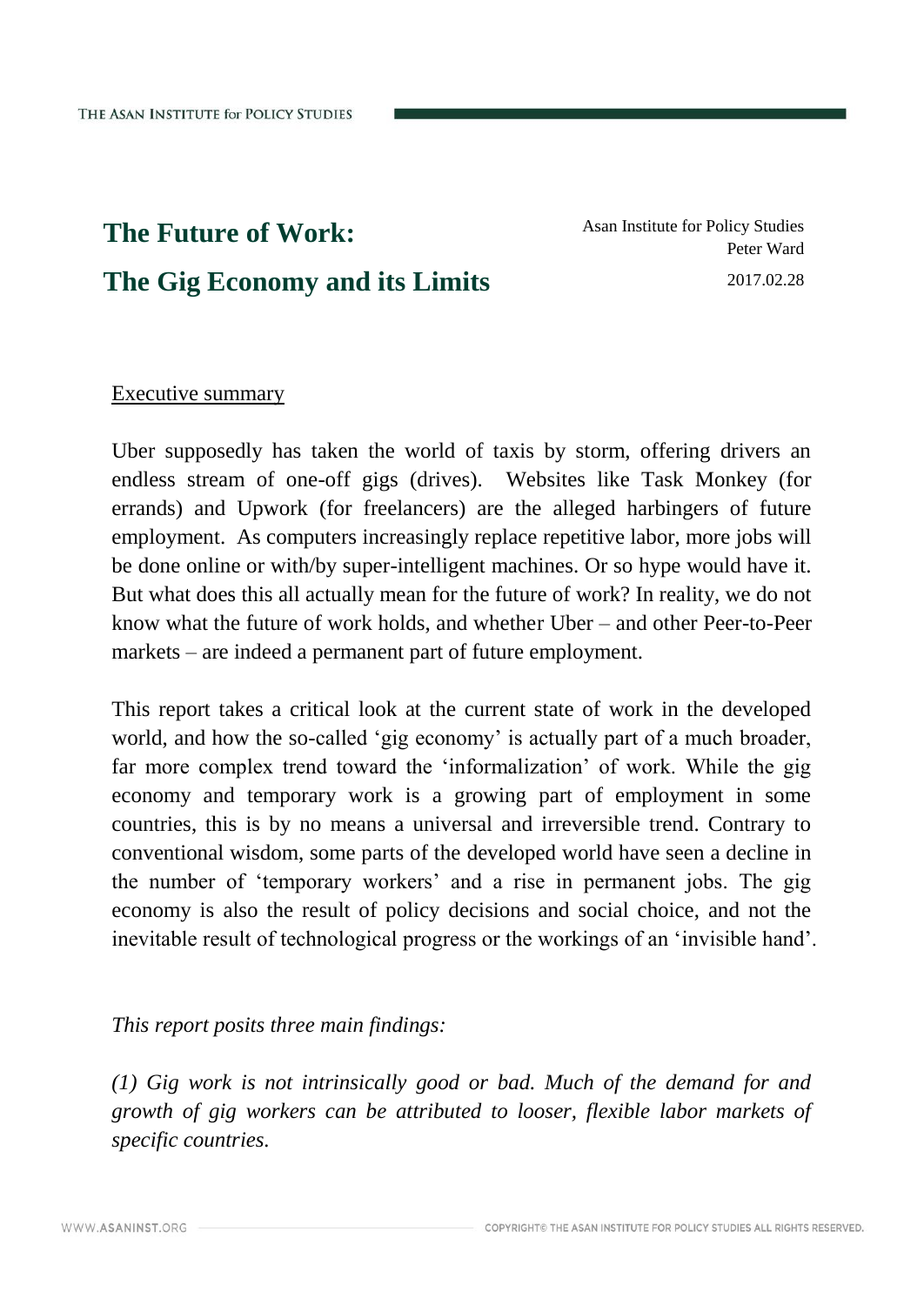# The Future of Work: The Gig Economy and its Limits

Asan Institute for Policy Studies
Peter Ward
2017.02.28

Executive summary

Uber supposedly has taken the world of taxis by storm, offering drivers an endless stream of one-off gigs (drives). Websites like Task Monkey (for errands) and Upwork (for freelancers) are the alleged harbingers of future employment. As computers increasingly replace repetitive labor, more jobs will be done online or with/by super-intelligent machines. Or so hype would have it. But what does this all actually mean for the future of work? In reality, we do not know what the future of work holds, and whether Uber – and other Peer-to-Peer markets – are indeed a permanent part of future employment.

This report takes a critical look at the current state of work in the developed world, and how the so-called 'gig economy' is actually part of a much broader, far more complex trend toward the 'informalization' of work. While the gig economy and temporary work is a growing part of employment in some countries, this is by no means a universal and irreversible trend. Contrary to conventional wisdom, some parts of the developed world have seen a decline in the number of 'temporary workers' and a rise in permanent jobs. The gig economy is also the result of policy decisions and social choice, and not the inevitable result of technological progress or the workings of an 'invisible hand'.

*This report posits three main findings:*

*(1) Gig work is not intrinsically good or bad. Much of the demand for and growth of gig workers can be attributed to looser, flexible labor markets of specific countries.*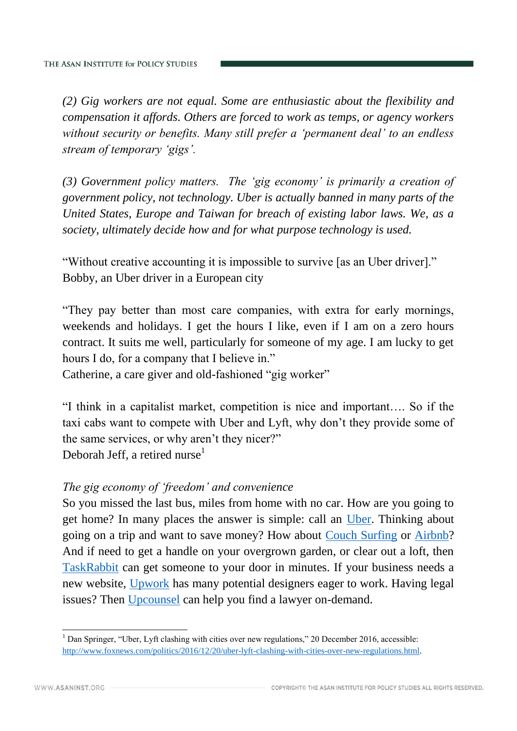*(2) Gig workers are not equal. Some are enthusiastic about the flexibility and compensation it affords. Others are forced to work as temps, or agency workers without security or benefits. Many still prefer a 'permanent deal' to an endless stream of temporary 'gigs'.*

*(3) Government policy matters. The 'gig economy' is primarily a creation of government policy, not technology. Uber is actually banned in many parts of the United States, Europe and Taiwan for breach of existing labor laws. We, as a society, ultimately decide how and for what purpose technology is used.*

"Without creative accounting it is impossible to survive [as an Uber driver]."
Bobby, an Uber driver in a European city

"They pay better than most care companies, with extra for early mornings, weekends and holidays. I get the hours I like, even if I am on a zero hours contract. It suits me well, particularly for someone of my age. I am lucky to get hours I do, for a company that I believe in."
Catherine, a care giver and old-fashioned "gig worker"

"I think in a capitalist market, competition is nice and important…. So if the taxi cabs want to compete with Uber and Lyft, why don't they provide some of the same services, or why aren't they nicer?"
Deborah Jeff, a retired nurse[1]

*The gig economy of 'freedom' and convenience*

So you missed the last bus, miles from home with no car. How are you going to get home? In many places the answer is simple: call an Uber. Thinking about going on a trip and want to save money? How about Couch Surfing or Airbnb? And if need to get a handle on your overgrown garden, or clear out a loft, then TaskRabbit can get someone to your door in minutes. If your business needs a new website, Upwork has many potential designers eager to work. Having legal issues? Then Upcounsel can help you find a lawyer on-demand.

---

[1] Dan Springer, "Uber, Lyft clashing with cities over new regulations," 20 December 2016, accessible: http://www.foxnews.com/politics/2016/12/20/uber-lyft-clashing-with-cities-over-new-regulations.html.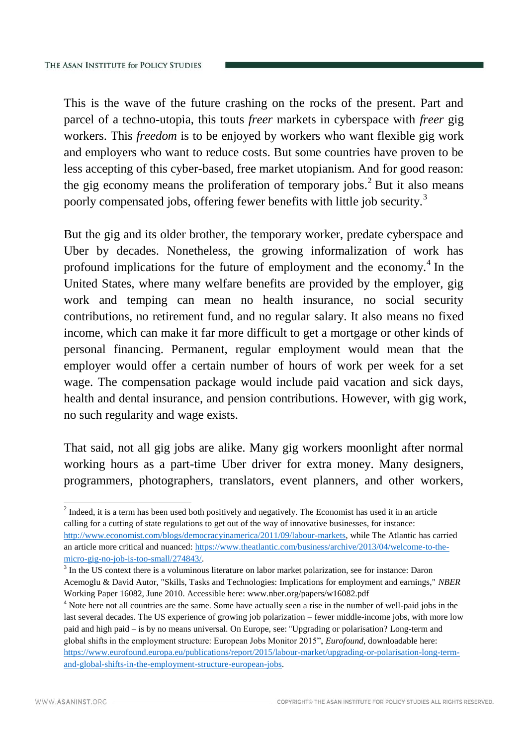This is the wave of the future crashing on the rocks of the present. Part and parcel of a techno-utopia, this touts *freer* markets in cyberspace with *freer* gig workers. This *freedom* is to be enjoyed by workers who want flexible gig work and employers who want to reduce costs. But some countries have proven to be less accepting of this cyber-based, free market utopianism. And for good reason: the gig economy means the proliferation of temporary jobs.[2] But it also means poorly compensated jobs, offering fewer benefits with little job security.[3]

But the gig and its older brother, the temporary worker, predate cyberspace and Uber by decades. Nonetheless, the growing informalization of work has profound implications for the future of employment and the economy.[4] In the United States, where many welfare benefits are provided by the employer, gig work and temping can mean no health insurance, no social security contributions, no retirement fund, and no regular salary. It also means no fixed income, which can make it far more difficult to get a mortgage or other kinds of personal financing. Permanent, regular employment would mean that the employer would offer a certain number of hours of work per week for a set wage. The compensation package would include paid vacation and sick days, health and dental insurance, and pension contributions. However, with gig work, no such regularity and wage exists.

That said, not all gig jobs are alike. Many gig workers moonlight after normal working hours as a part-time Uber driver for extra money. Many designers, programmers, photographers, translators, event planners, and other workers,

---

[2] Indeed, it is a term has been used both positively and negatively. The Economist has used it in an article calling for a cutting of state regulations to get out of the way of innovative businesses, for instance: http://www.economist.com/blogs/democracyinamerica/2011/09/labour-markets, while The Atlantic has carried an article more critical and nuanced: https://www.theatlantic.com/business/archive/2013/04/welcome-to-the-micro-gig-no-job-is-too-small/274843/.

[3] In the US context there is a voluminous literature on labor market polarization, see for instance: Daron Acemoglu & David Autor, "Skills, Tasks and Technologies: Implications for employment and earnings," *NBER* Working Paper 16082, June 2010. Accessible here: www.nber.org/papers/w16082.pdf

[4] Note here not all countries are the same. Some have actually seen a rise in the number of well-paid jobs in the last several decades. The US experience of growing job polarization – fewer middle-income jobs, with more low paid and high paid – is by no means universal. On Europe, see: "Upgrading or polarisation? Long-term and global shifts in the employment structure: European Jobs Monitor 2015", *Eurofound*, downloadable here: https://www.eurofound.europa.eu/publications/report/2015/labour-market/upgrading-or-polarisation-long-term-and-global-shifts-in-the-employment-structure-european-jobs.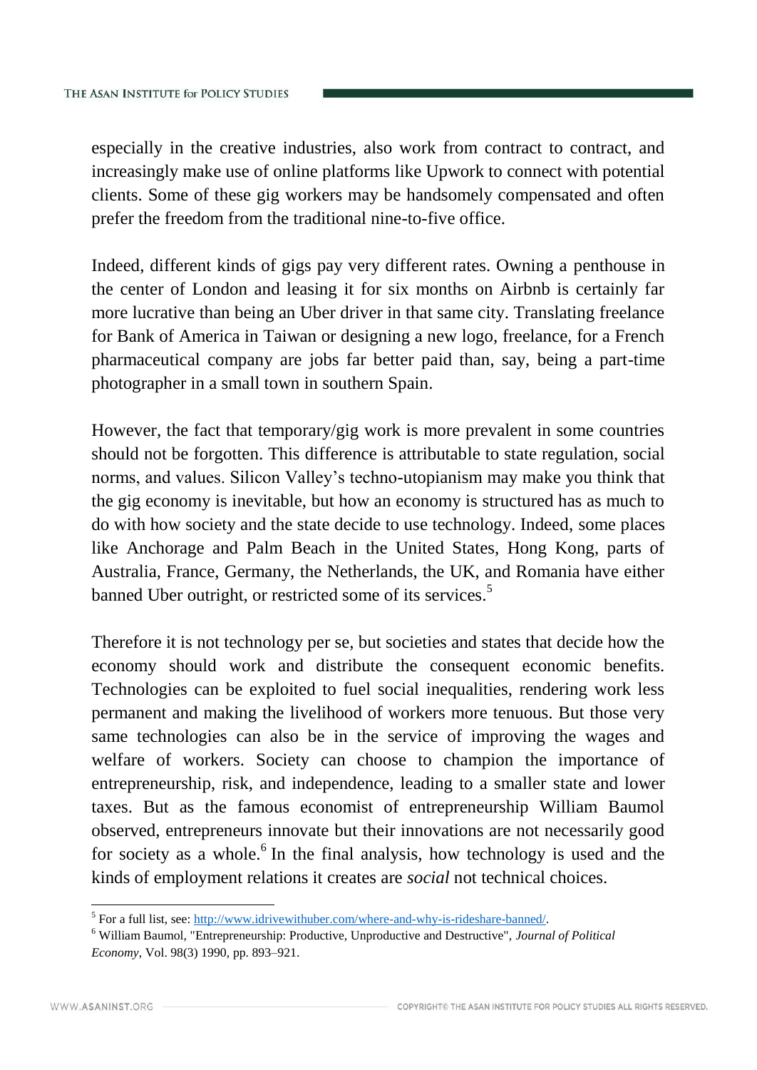especially in the creative industries, also work from contract to contract, and increasingly make use of online platforms like Upwork to connect with potential clients. Some of these gig workers may be handsomely compensated and often prefer the freedom from the traditional nine-to-five office.

Indeed, different kinds of gigs pay very different rates. Owning a penthouse in the center of London and leasing it for six months on Airbnb is certainly far more lucrative than being an Uber driver in that same city. Translating freelance for Bank of America in Taiwan or designing a new logo, freelance, for a French pharmaceutical company are jobs far better paid than, say, being a part-time photographer in a small town in southern Spain.

However, the fact that temporary/gig work is more prevalent in some countries should not be forgotten. This difference is attributable to state regulation, social norms, and values. Silicon Valley's techno-utopianism may make you think that the gig economy is inevitable, but how an economy is structured has as much to do with how society and the state decide to use technology. Indeed, some places like Anchorage and Palm Beach in the United States, Hong Kong, parts of Australia, France, Germany, the Netherlands, the UK, and Romania have either banned Uber outright, or restricted some of its services.[5]

Therefore it is not technology per se, but societies and states that decide how the economy should work and distribute the consequent economic benefits. Technologies can be exploited to fuel social inequalities, rendering work less permanent and making the livelihood of workers more tenuous. But those very same technologies can also be in the service of improving the wages and welfare of workers. Society can choose to champion the importance of entrepreneurship, risk, and independence, leading to a smaller state and lower taxes. But as the famous economist of entrepreneurship William Baumol observed, entrepreneurs innovate but their innovations are not necessarily good for society as a whole.[6] In the final analysis, how technology is used and the kinds of employment relations it creates are *social* not technical choices.

---

[5] For a full list, see: http://www.idrivewithuber.com/where-and-why-is-rideshare-banned/.

[6] William Baumol, "Entrepreneurship: Productive, Unproductive and Destructive", *Journal of Political Economy*, Vol. 98(3) 1990, pp. 893–921.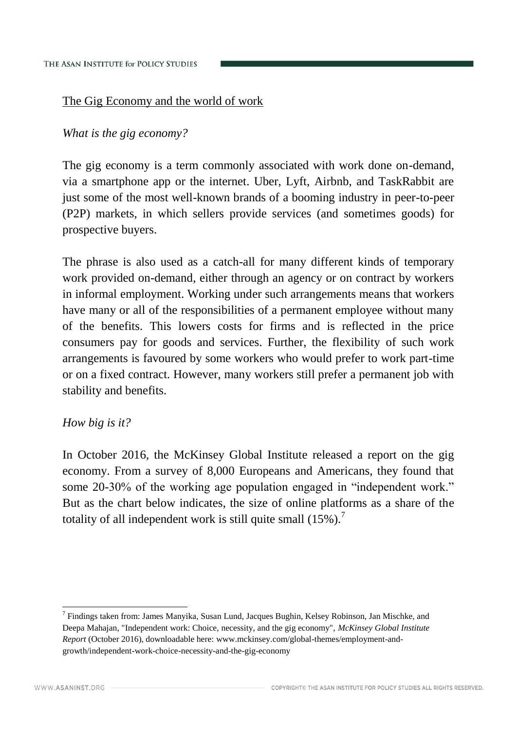## The Gig Economy and the world of work

### *What is the gig economy?*

The gig economy is a term commonly associated with work done on-demand, via a smartphone app or the internet. Uber, Lyft, Airbnb, and TaskRabbit are just some of the most well-known brands of a booming industry in peer-to-peer (P2P) markets, in which sellers provide services (and sometimes goods) for prospective buyers.

The phrase is also used as a catch-all for many different kinds of temporary work provided on-demand, either through an agency or on contract by workers in informal employment. Working under such arrangements means that workers have many or all of the responsibilities of a permanent employee without many of the benefits. This lowers costs for firms and is reflected in the price consumers pay for goods and services. Further, the flexibility of such work arrangements is favoured by some workers who would prefer to work part-time or on a fixed contract. However, many workers still prefer a permanent job with stability and benefits.

### *How big is it?*

In October 2016, the McKinsey Global Institute released a report on the gig economy. From a survey of 8,000 Europeans and Americans, they found that some 20-30% of the working age population engaged in "independent work." But as the chart below indicates, the size of online platforms as a share of the totality of all independent work is still quite small (15%).[7]

---

[7] Findings taken from: James Manyika, Susan Lund, Jacques Bughin, Kelsey Robinson, Jan Mischke, and Deepa Mahajan, "Independent work: Choice, necessity, and the gig economy", *McKinsey Global Institute Report* (October 2016), downloadable here: www.mckinsey.com/global-themes/employment-and-growth/independent-work-choice-necessity-and-the-gig-economy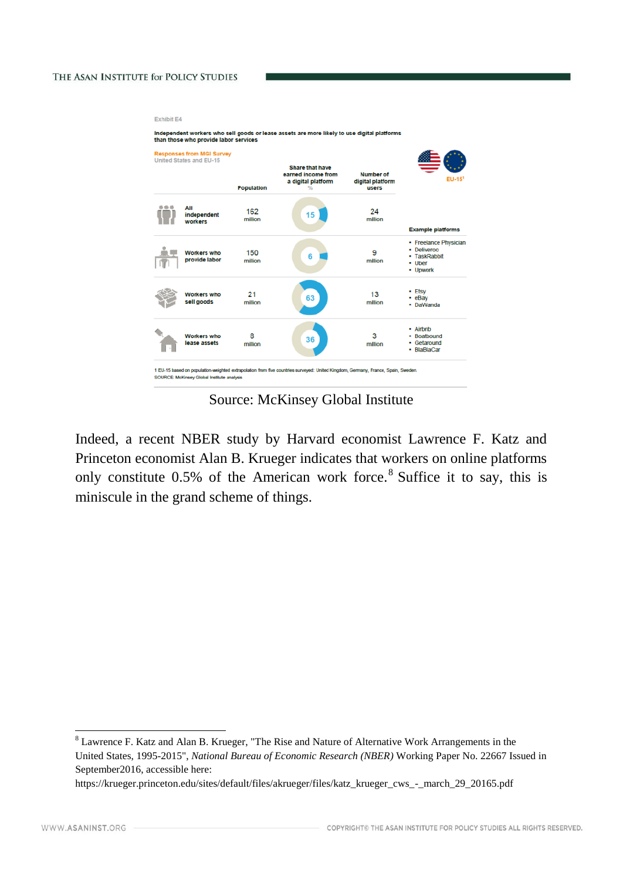Exhibit E4

**Independent workers who sell goods or lease assets are more likely to use digital platforms than those who provide labor services**

Responses from MGI Survey
United States and EU-15

| | Population | Share that have earned income from a digital platform % | Number of digital platform users | Example platforms |
|---|---|---|---|---|
| All independent workers | 162 million | 15 | 24 million | |
| Workers who provide labor | 150 million | 6 | 9 million | • Freelance Physician • Deliveroo • TaskRabbit • Uber • Upwork |
| Workers who sell goods | 21 million | 63 | 13 million | • Etsy • eBay • DaWanda |
| Workers who lease assets | 8 million | 36 | 3 million | • Airbnb • Boatbound • Getaround • BlaBlaCar |

EU-15[1]

1 EU-15 based on population-weighted extrapolation from five countries surveyed: United Kingdom, Germany, France, Spain, Sweden.
SOURCE: McKinsey Global Institute analysis

Source: McKinsey Global Institute

Indeed, a recent NBER study by Harvard economist Lawrence F. Katz and Princeton economist Alan B. Krueger indicates that workers on online platforms only constitute 0.5% of the American work force.[8] Suffice it to say, this is miniscule in the grand scheme of things.

---

[8] Lawrence F. Katz and Alan B. Krueger, "The Rise and Nature of Alternative Work Arrangements in the United States, 1995-2015", *National Bureau of Economic Research (NBER)* Working Paper No. 22667 Issued in September2016, accessible here:
https://krueger.princeton.edu/sites/default/files/akrueger/files/katz_krueger_cws_-_march_29_20165.pdf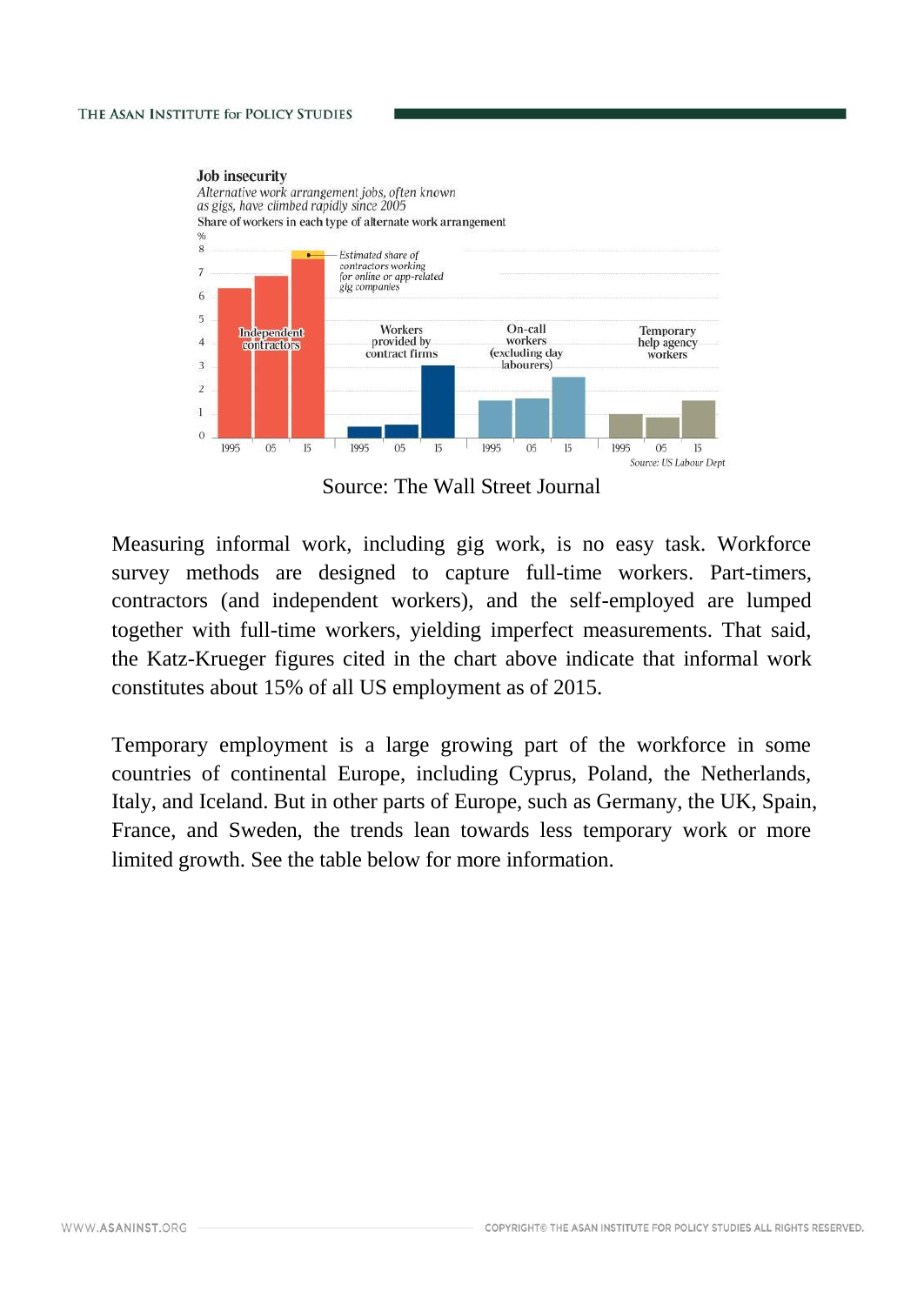**Job insecurity**

*Alternative work arrangement jobs, often known as gigs, have climbed rapidly since 2005*

Share of workers in each type of alternate work arrangement

%

Independent contractors | Workers provided by contract firms | On-call workers (excluding day labourers) | Temporary help agency workers

Estimated share of contractors working for online or app-related gig companies

Source: US Labour Dept

Source: The Wall Street Journal

Measuring informal work, including gig work, is no easy task. Workforce survey methods are designed to capture full-time workers. Part-timers, contractors (and independent workers), and the self-employed are lumped together with full-time workers, yielding imperfect measurements. That said, the Katz-Krueger figures cited in the chart above indicate that informal work constitutes about 15% of all US employment as of 2015.

Temporary employment is a large growing part of the workforce in some countries of continental Europe, including Cyprus, Poland, the Netherlands, Italy, and Iceland. But in other parts of Europe, such as Germany, the UK, Spain, France, and Sweden, the trends lean towards less temporary work or more limited growth. See the table below for more information.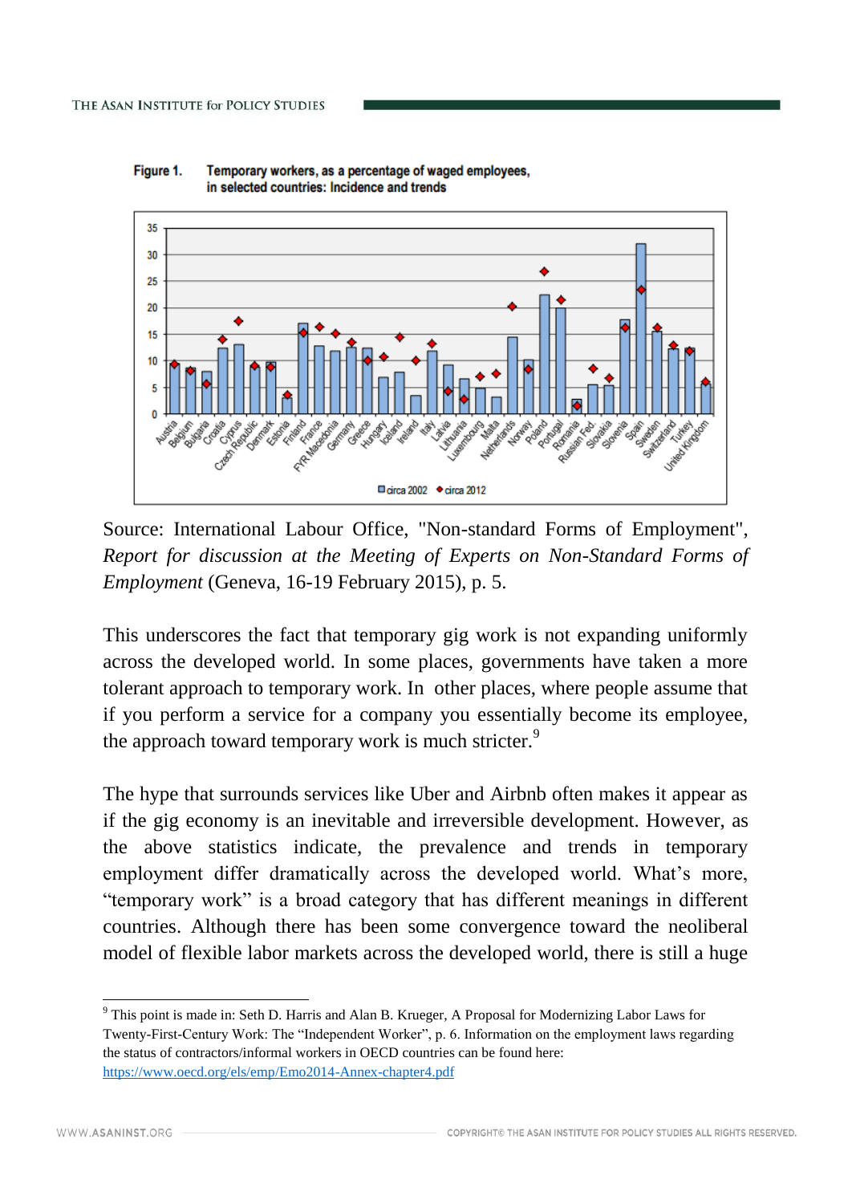**Figure 1.** **Temporary workers, as a percentage of waged employees, in selected countries: Incidence and trends**

Source: International Labour Office, "Non-standard Forms of Employment", *Report for discussion at the Meeting of Experts on Non-Standard Forms of Employment* (Geneva, 16-19 February 2015), p. 5.

This underscores the fact that temporary gig work is not expanding uniformly across the developed world. In some places, governments have taken a more tolerant approach to temporary work. In other places, where people assume that if you perform a service for a company you essentially become its employee, the approach toward temporary work is much stricter.[9]

The hype that surrounds services like Uber and Airbnb often makes it appear as if the gig economy is an inevitable and irreversible development. However, as the above statistics indicate, the prevalence and trends in temporary employment differ dramatically across the developed world. What's more, "temporary work" is a broad category that has different meanings in different countries. Although there has been some convergence toward the neoliberal model of flexible labor markets across the developed world, there is still a huge

---

[9] This point is made in: Seth D. Harris and Alan B. Krueger, A Proposal for Modernizing Labor Laws for Twenty-First-Century Work: The "Independent Worker", p. 6. Information on the employment laws regarding the status of contractors/informal workers in OECD countries can be found here: https://www.oecd.org/els/emp/Emo2014-Annex-chapter4.pdf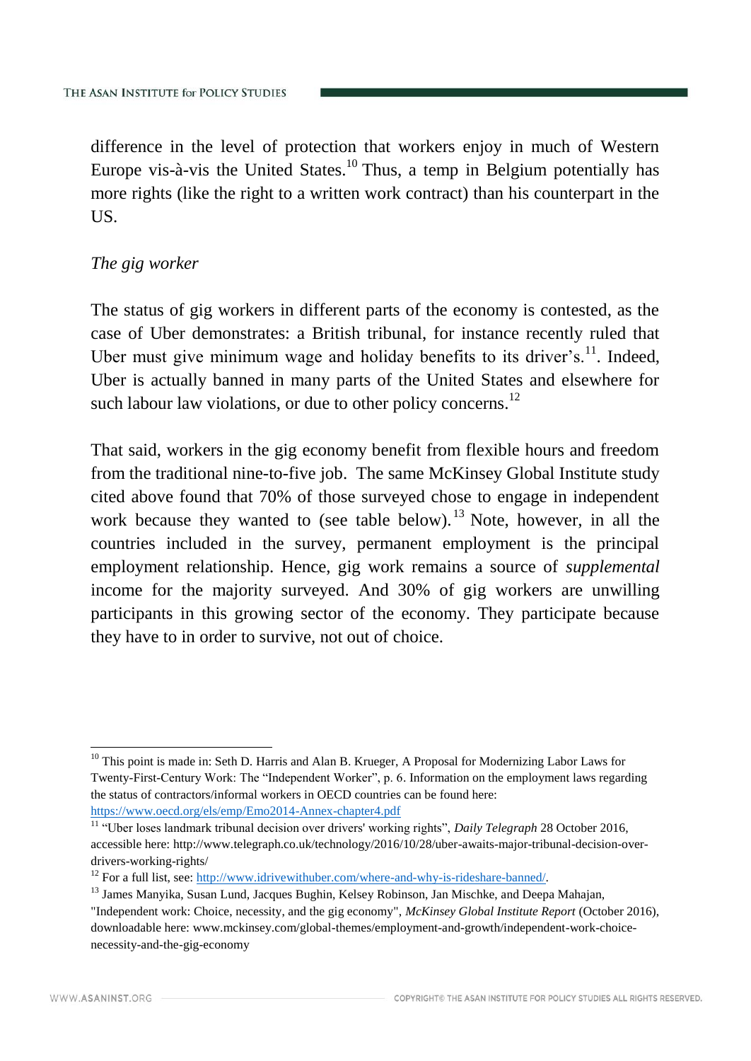difference in the level of protection that workers enjoy in much of Western Europe vis-à-vis the United States.[10] Thus, a temp in Belgium potentially has more rights (like the right to a written work contract) than his counterpart in the US.

*The gig worker*

The status of gig workers in different parts of the economy is contested, as the case of Uber demonstrates: a British tribunal, for instance recently ruled that Uber must give minimum wage and holiday benefits to its driver's.[11]. Indeed, Uber is actually banned in many parts of the United States and elsewhere for such labour law violations, or due to other policy concerns.[12]

That said, workers in the gig economy benefit from flexible hours and freedom from the traditional nine-to-five job. The same McKinsey Global Institute study cited above found that 70% of those surveyed chose to engage in independent work because they wanted to (see table below).[13] Note, however, in all the countries included in the survey, permanent employment is the principal employment relationship. Hence, gig work remains a source of *supplemental* income for the majority surveyed. And 30% of gig workers are unwilling participants in this growing sector of the economy. They participate because they have to in order to survive, not out of choice.

---

[10] This point is made in: Seth D. Harris and Alan B. Krueger, A Proposal for Modernizing Labor Laws for Twenty-First-Century Work: The "Independent Worker", p. 6. Information on the employment laws regarding the status of contractors/informal workers in OECD countries can be found here: https://www.oecd.org/els/emp/Emo2014-Annex-chapter4.pdf

[11] "Uber loses landmark tribunal decision over drivers' working rights", *Daily Telegraph* 28 October 2016, accessible here: http://www.telegraph.co.uk/technology/2016/10/28/uber-awaits-major-tribunal-decision-over-drivers-working-rights/

[12] For a full list, see: http://www.idrivewithuber.com/where-and-why-is-rideshare-banned/.

[13] James Manyika, Susan Lund, Jacques Bughin, Kelsey Robinson, Jan Mischke, and Deepa Mahajan, "Independent work: Choice, necessity, and the gig economy", *McKinsey Global Institute Report* (October 2016), downloadable here: www.mckinsey.com/global-themes/employment-and-growth/independent-work-choice-necessity-and-the-gig-economy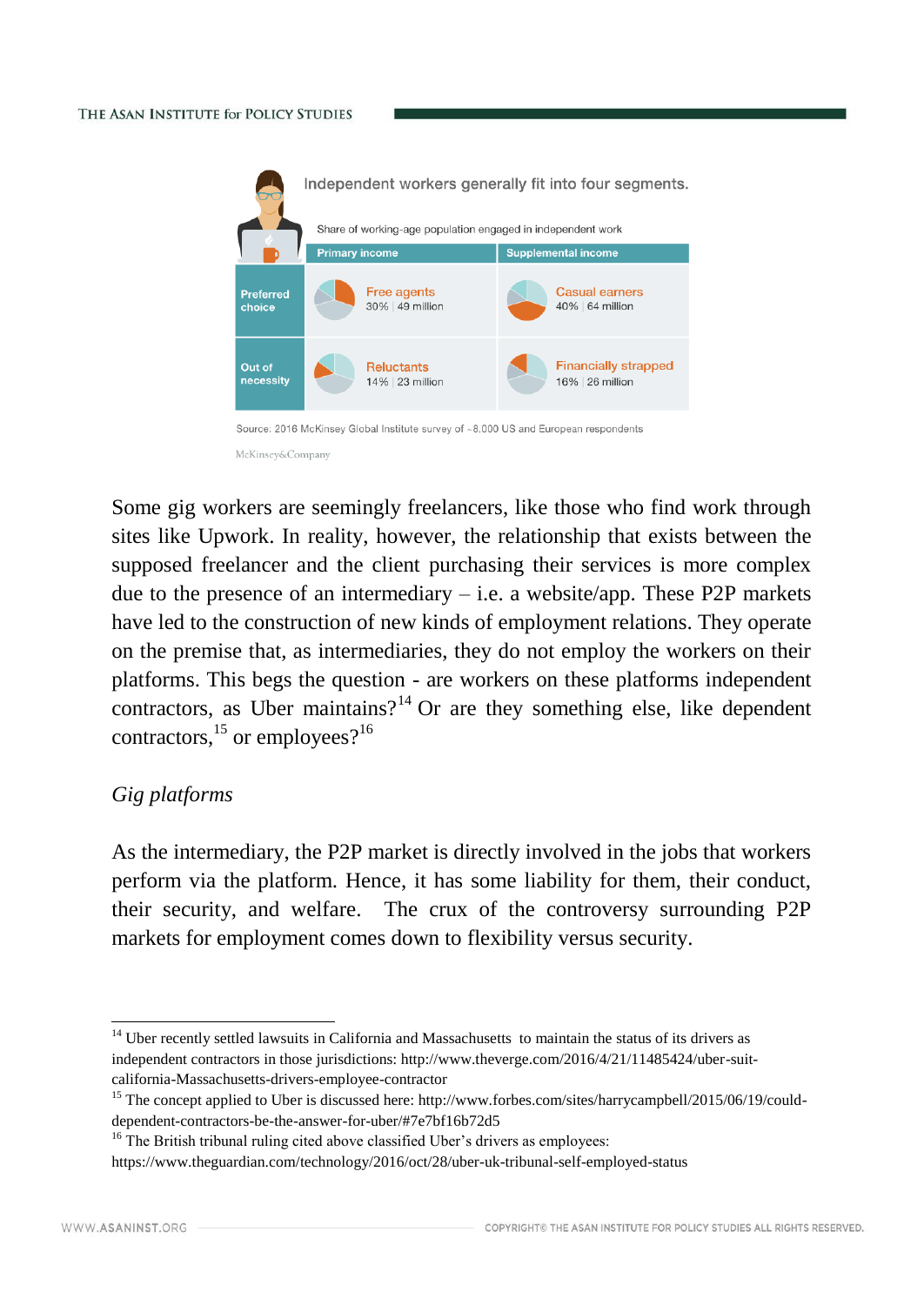Independent workers generally fit into four segments.

Share of working-age population engaged in independent work

| | Primary income | Supplemental income |
|---|---|---|
| Preferred choice | Free agents 30% \| 49 million | Casual earners 40% \| 64 million |
| Out of necessity | Reluctants 14% \| 23 million | Financially strapped 16% \| 26 million |

Source: 2016 McKinsey Global Institute survey of ~8,000 US and European respondents

McKinsey&Company

Some gig workers are seemingly freelancers, like those who find work through sites like Upwork. In reality, however, the relationship that exists between the supposed freelancer and the client purchasing their services is more complex due to the presence of an intermediary – i.e. a website/app. These P2P markets have led to the construction of new kinds of employment relations. They operate on the premise that, as intermediaries, they do not employ the workers on their platforms. This begs the question - are workers on these platforms independent contractors, as Uber maintains?[14] Or are they something else, like dependent contractors,[15] or employees?[16]

*Gig platforms*

As the intermediary, the P2P market is directly involved in the jobs that workers perform via the platform. Hence, it has some liability for them, their conduct, their security, and welfare. The crux of the controversy surrounding P2P markets for employment comes down to flexibility versus security.

---

[14] Uber recently settled lawsuits in California and Massachusetts to maintain the status of its drivers as independent contractors in those jurisdictions: http://www.theverge.com/2016/4/21/11485424/uber-suit-california-Massachusetts-drivers-employee-contractor

[15] The concept applied to Uber is discussed here: http://www.forbes.com/sites/harrycampbell/2015/06/19/could-dependent-contractors-be-the-answer-for-uber/#7e7bf16b72d5

[16] The British tribunal ruling cited above classified Uber's drivers as employees: https://www.theguardian.com/technology/2016/oct/28/uber-uk-tribunal-self-employed-status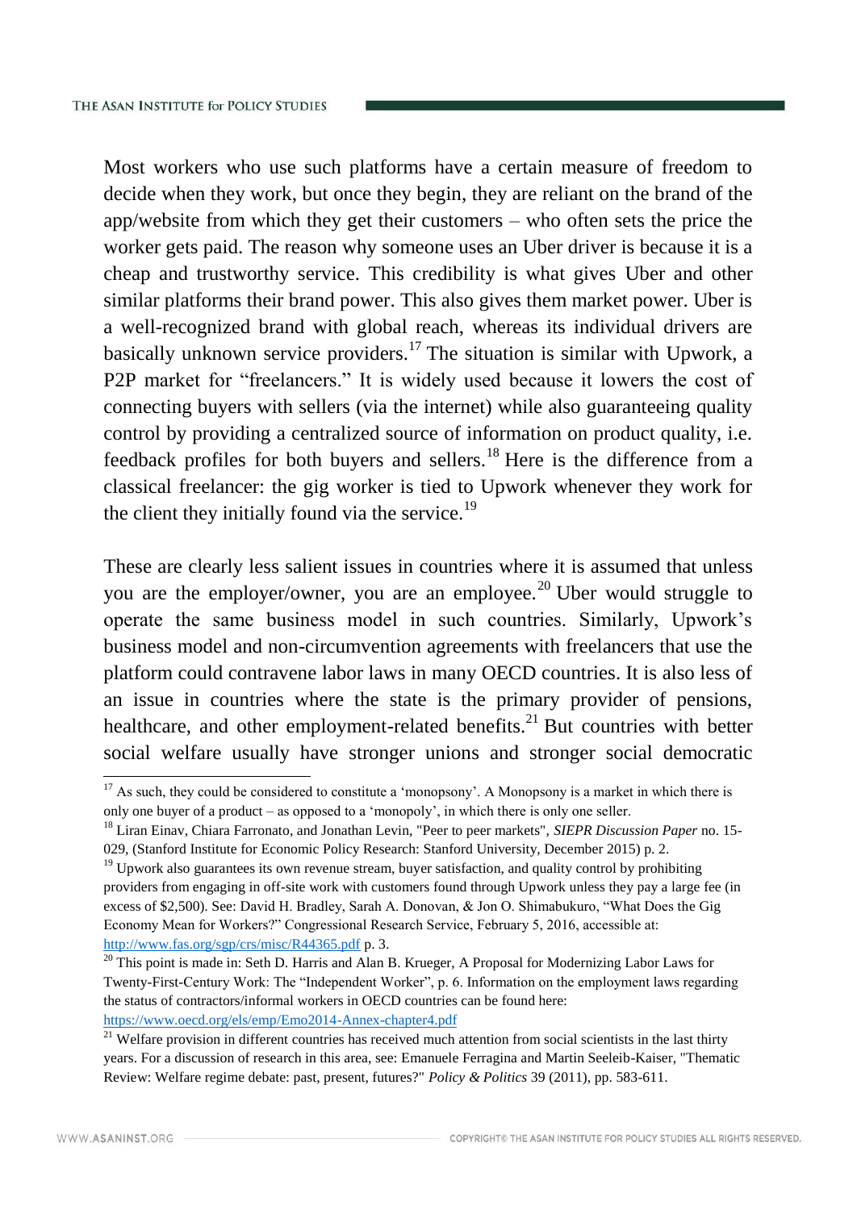Most workers who use such platforms have a certain measure of freedom to decide when they work, but once they begin, they are reliant on the brand of the app/website from which they get their customers – who often sets the price the worker gets paid. The reason why someone uses an Uber driver is because it is a cheap and trustworthy service. This credibility is what gives Uber and other similar platforms their brand power. This also gives them market power. Uber is a well-recognized brand with global reach, whereas its individual drivers are basically unknown service providers.[17] The situation is similar with Upwork, a P2P market for "freelancers." It is widely used because it lowers the cost of connecting buyers with sellers (via the internet) while also guaranteeing quality control by providing a centralized source of information on product quality, i.e. feedback profiles for both buyers and sellers.[18] Here is the difference from a classical freelancer: the gig worker is tied to Upwork whenever they work for the client they initially found via the service.[19]

These are clearly less salient issues in countries where it is assumed that unless you are the employer/owner, you are an employee.[20] Uber would struggle to operate the same business model in such countries. Similarly, Upwork's business model and non-circumvention agreements with freelancers that use the platform could contravene labor laws in many OECD countries. It is also less of an issue in countries where the state is the primary provider of pensions, healthcare, and other employment-related benefits.[21] But countries with better social welfare usually have stronger unions and stronger social democratic

---

[17] As such, they could be considered to constitute a 'monopsony'. A Monopsony is a market in which there is only one buyer of a product – as opposed to a 'monopoly', in which there is only one seller.

[18] Liran Einav, Chiara Farronato, and Jonathan Levin, "Peer to peer markets", *SIEPR Discussion Paper* no. 15-029, (Stanford Institute for Economic Policy Research: Stanford University, December 2015) p. 2.

[19] Upwork also guarantees its own revenue stream, buyer satisfaction, and quality control by prohibiting providers from engaging in off-site work with customers found through Upwork unless they pay a large fee (in excess of $2,500). See: David H. Bradley, Sarah A. Donovan, & Jon O. Shimabukuro, "What Does the Gig Economy Mean for Workers?" Congressional Research Service, February 5, 2016, accessible at: http://www.fas.org/sgp/crs/misc/R44365.pdf p. 3.

[20] This point is made in: Seth D. Harris and Alan B. Krueger, A Proposal for Modernizing Labor Laws for Twenty-First-Century Work: The "Independent Worker", p. 6. Information on the employment laws regarding the status of contractors/informal workers in OECD countries can be found here: https://www.oecd.org/els/emp/Emo2014-Annex-chapter4.pdf

[21] Welfare provision in different countries has received much attention from social scientists in the last thirty years. For a discussion of research in this area, see: Emanuele Ferragina and Martin Seeleib-Kaiser, "Thematic Review: Welfare regime debate: past, present, futures?" *Policy & Politics* 39 (2011), pp. 583-611.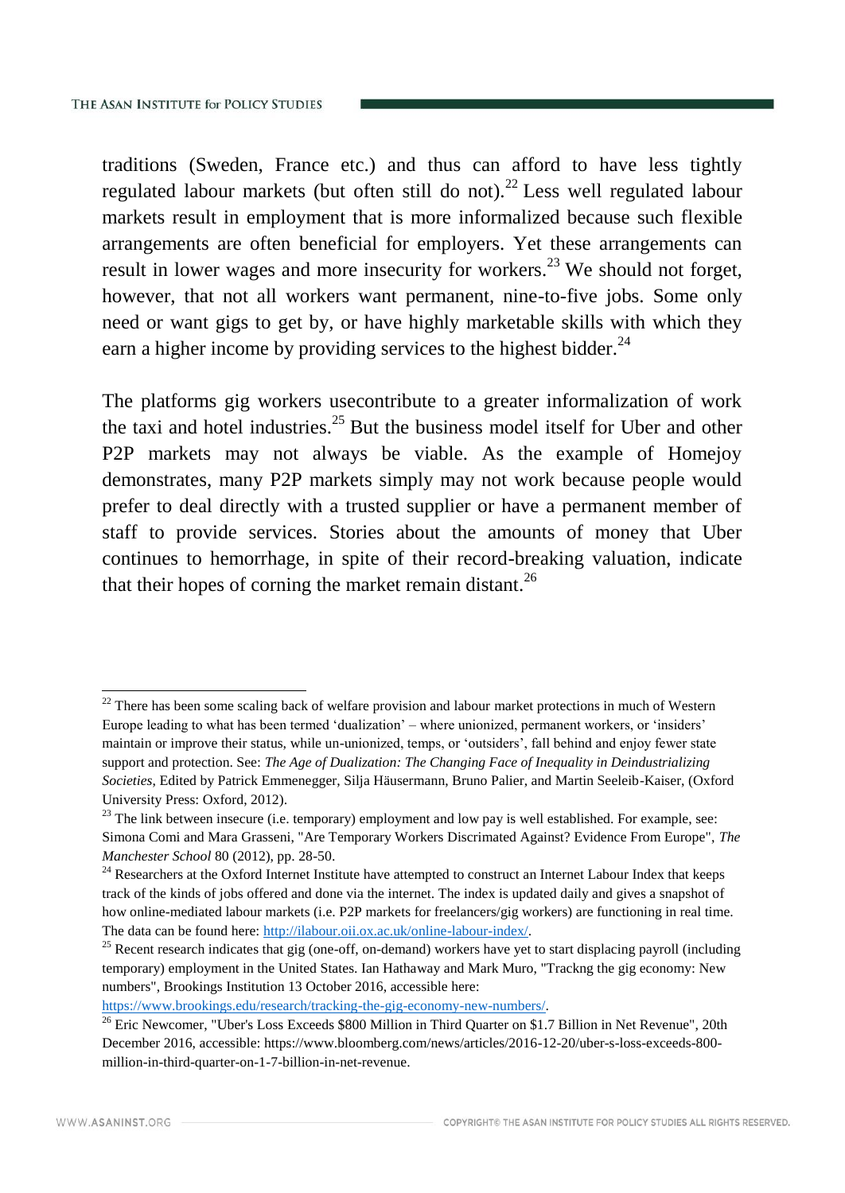traditions (Sweden, France etc.) and thus can afford to have less tightly regulated labour markets (but often still do not).[22] Less well regulated labour markets result in employment that is more informalized because such flexible arrangements are often beneficial for employers. Yet these arrangements can result in lower wages and more insecurity for workers.[23] We should not forget, however, that not all workers want permanent, nine-to-five jobs. Some only need or want gigs to get by, or have highly marketable skills with which they earn a higher income by providing services to the highest bidder.[24]

The platforms gig workers usecontribute to a greater informalization of work the taxi and hotel industries.[25] But the business model itself for Uber and other P2P markets may not always be viable. As the example of Homejoy demonstrates, many P2P markets simply may not work because people would prefer to deal directly with a trusted supplier or have a permanent member of staff to provide services. Stories about the amounts of money that Uber continues to hemorrhage, in spite of their record-breaking valuation, indicate that their hopes of corning the market remain distant.[26]

---

[22] There has been some scaling back of welfare provision and labour market protections in much of Western Europe leading to what has been termed 'dualization' – where unionized, permanent workers, or 'insiders' maintain or improve their status, while un-unionized, temps, or 'outsiders', fall behind and enjoy fewer state support and protection. See: *The Age of Dualization: The Changing Face of Inequality in Deindustrializing Societies*, Edited by Patrick Emmenegger, Silja Häusermann, Bruno Palier, and Martin Seeleib-Kaiser, (Oxford University Press: Oxford, 2012).

[23] The link between insecure (i.e. temporary) employment and low pay is well established. For example, see: Simona Comi and Mara Grasseni, "Are Temporary Workers Discrimated Against? Evidence From Europe", *The Manchester School* 80 (2012), pp. 28-50.

[24] Researchers at the Oxford Internet Institute have attempted to construct an Internet Labour Index that keeps track of the kinds of jobs offered and done via the internet. The index is updated daily and gives a snapshot of how online-mediated labour markets (i.e. P2P markets for freelancers/gig workers) are functioning in real time. The data can be found here: http://ilabour.oii.ox.ac.uk/online-labour-index/.

[25] Recent research indicates that gig (one-off, on-demand) workers have yet to start displacing payroll (including temporary) employment in the United States. Ian Hathaway and Mark Muro, "Trackng the gig economy: New numbers", Brookings Institution 13 October 2016, accessible here: https://www.brookings.edu/research/tracking-the-gig-economy-new-numbers/.

[26] Eric Newcomer, "Uber's Loss Exceeds $800 Million in Third Quarter on $1.7 Billion in Net Revenue", 20th December 2016, accessible: https://www.bloomberg.com/news/articles/2016-12-20/uber-s-loss-exceeds-800-million-in-third-quarter-on-1-7-billion-in-net-revenue.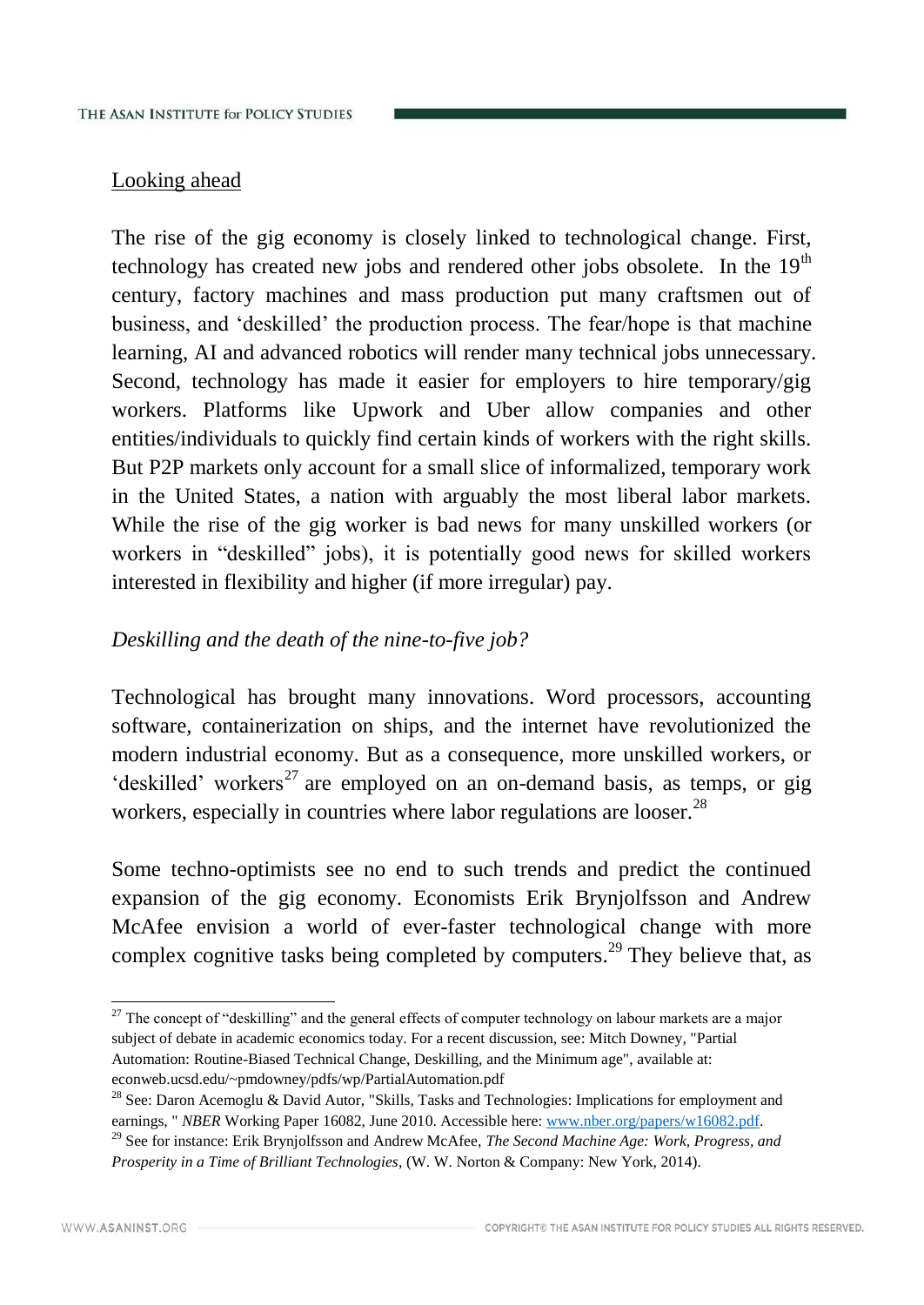Looking ahead

The rise of the gig economy is closely linked to technological change. First, technology has created new jobs and rendered other jobs obsolete. In the 19th century, factory machines and mass production put many craftsmen out of business, and 'deskilled' the production process. The fear/hope is that machine learning, AI and advanced robotics will render many technical jobs unnecessary. Second, technology has made it easier for employers to hire temporary/gig workers. Platforms like Upwork and Uber allow companies and other entities/individuals to quickly find certain kinds of workers with the right skills. But P2P markets only account for a small slice of informalized, temporary work in the United States, a nation with arguably the most liberal labor markets. While the rise of the gig worker is bad news for many unskilled workers (or workers in "deskilled" jobs), it is potentially good news for skilled workers interested in flexibility and higher (if more irregular) pay.

*Deskilling and the death of the nine-to-five job?*

Technological has brought many innovations. Word processors, accounting software, containerization on ships, and the internet have revolutionized the modern industrial economy. But as a consequence, more unskilled workers, or 'deskilled' workers[27] are employed on an on-demand basis, as temps, or gig workers, especially in countries where labor regulations are looser.[28]

Some techno-optimists see no end to such trends and predict the continued expansion of the gig economy. Economists Erik Brynjolfsson and Andrew McAfee envision a world of ever-faster technological change with more complex cognitive tasks being completed by computers.[29] They believe that, as

---

[27] The concept of "deskilling" and the general effects of computer technology on labour markets are a major subject of debate in academic economics today. For a recent discussion, see: Mitch Downey, "Partial Automation: Routine-Biased Technical Change, Deskilling, and the Minimum age", available at: econweb.ucsd.edu/~pmdowney/pdfs/wp/PartialAutomation.pdf

[28] See: Daron Acemoglu & David Autor, "Skills, Tasks and Technologies: Implications for employment and earnings, " *NBER* Working Paper 16082, June 2010. Accessible here: www.nber.org/papers/w16082.pdf.

[29] See for instance: Erik Brynjolfsson and Andrew McAfee, *The Second Machine Age: Work, Progress, and Prosperity in a Time of Brilliant Technologies*, (W. W. Norton & Company: New York, 2014).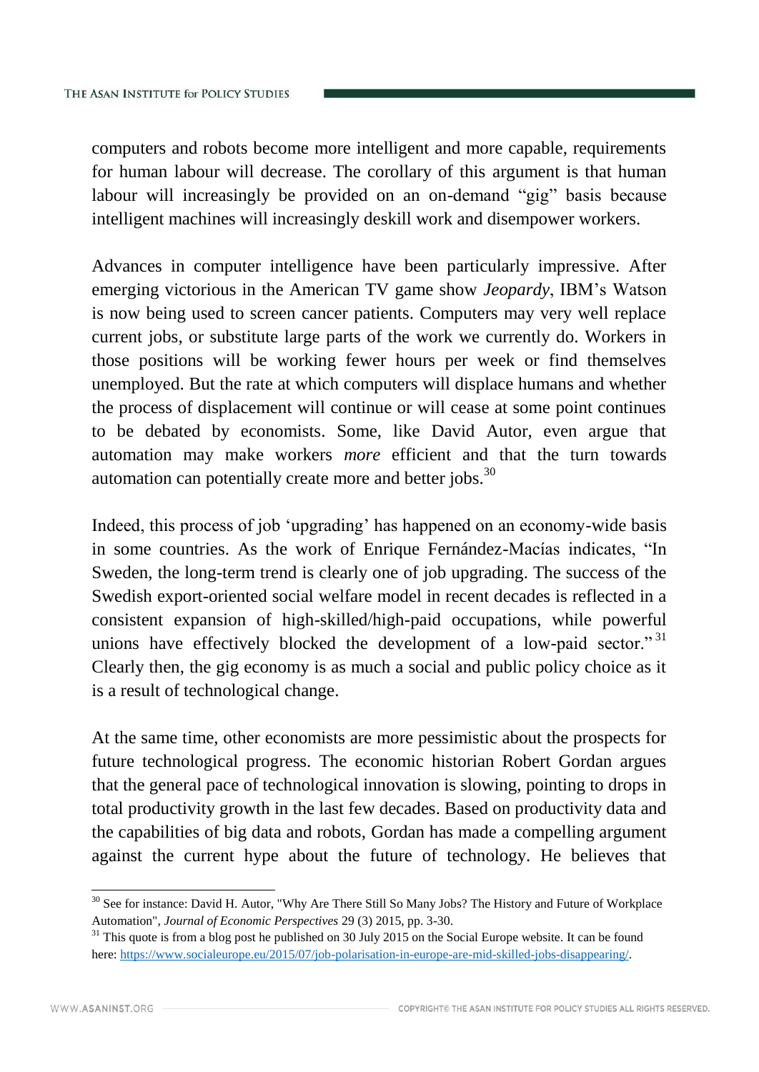computers and robots become more intelligent and more capable, requirements for human labour will decrease. The corollary of this argument is that human labour will increasingly be provided on an on-demand "gig" basis because intelligent machines will increasingly deskill work and disempower workers.

Advances in computer intelligence have been particularly impressive. After emerging victorious in the American TV game show *Jeopardy*, IBM's Watson is now being used to screen cancer patients. Computers may very well replace current jobs, or substitute large parts of the work we currently do. Workers in those positions will be working fewer hours per week or find themselves unemployed. But the rate at which computers will displace humans and whether the process of displacement will continue or will cease at some point continues to be debated by economists. Some, like David Autor, even argue that automation may make workers *more* efficient and that the turn towards automation can potentially create more and better jobs.[30]

Indeed, this process of job 'upgrading' has happened on an economy-wide basis in some countries. As the work of Enrique Fernández-Macías indicates, "In Sweden, the long-term trend is clearly one of job upgrading. The success of the Swedish export-oriented social welfare model in recent decades is reflected in a consistent expansion of high-skilled/high-paid occupations, while powerful unions have effectively blocked the development of a low-paid sector."[31] Clearly then, the gig economy is as much a social and public policy choice as it is a result of technological change.

At the same time, other economists are more pessimistic about the prospects for future technological progress. The economic historian Robert Gordan argues that the general pace of technological innovation is slowing, pointing to drops in total productivity growth in the last few decades. Based on productivity data and the capabilities of big data and robots, Gordan has made a compelling argument against the current hype about the future of technology. He believes that

---

[30] See for instance: David H. Autor, "Why Are There Still So Many Jobs? The History and Future of Workplace Automation", *Journal of Economic Perspectives* 29 (3) 2015, pp. 3-30.

[31] This quote is from a blog post he published on 30 July 2015 on the Social Europe website. It can be found here: https://www.socialeurope.eu/2015/07/job-polarisation-in-europe-are-mid-skilled-jobs-disappearing/.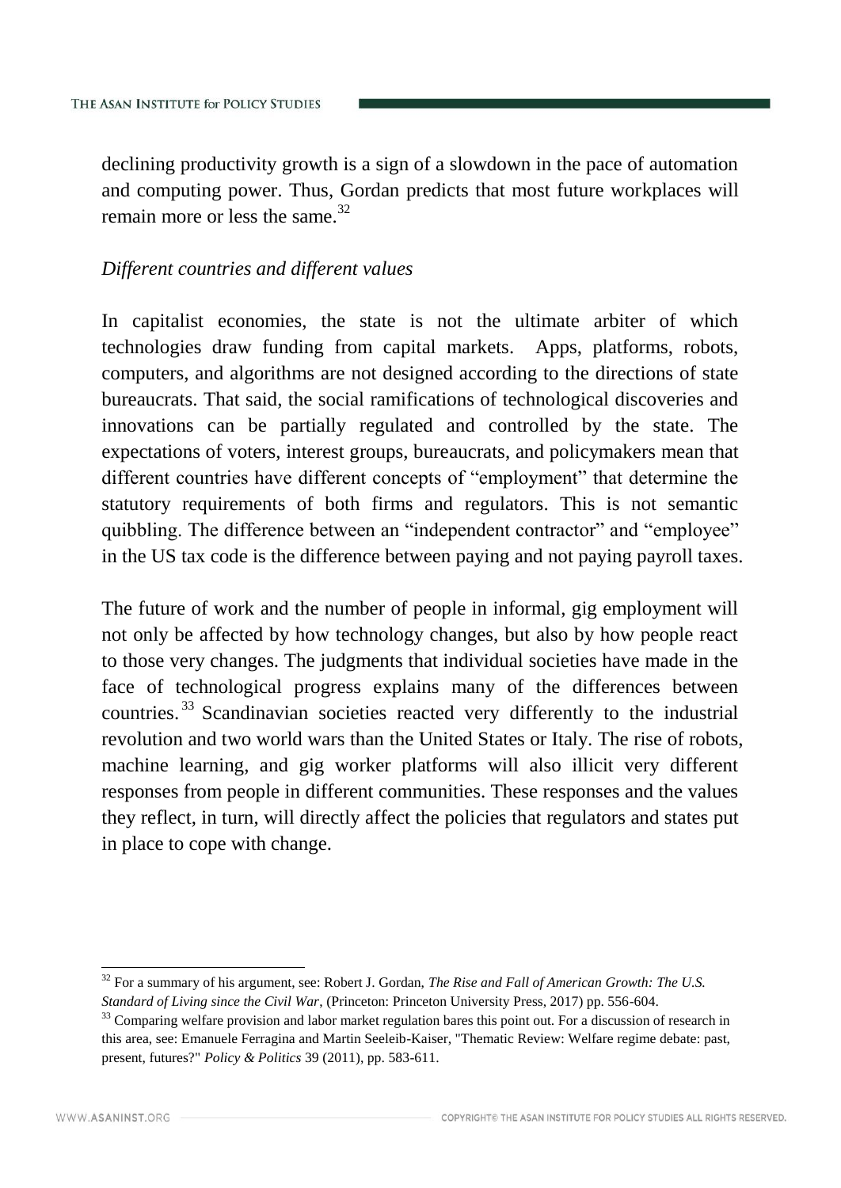declining productivity growth is a sign of a slowdown in the pace of automation and computing power. Thus, Gordan predicts that most future workplaces will remain more or less the same.[32]

*Different countries and different values*

In capitalist economies, the state is not the ultimate arbiter of which technologies draw funding from capital markets. Apps, platforms, robots, computers, and algorithms are not designed according to the directions of state bureaucrats. That said, the social ramifications of technological discoveries and innovations can be partially regulated and controlled by the state. The expectations of voters, interest groups, bureaucrats, and policymakers mean that different countries have different concepts of "employment" that determine the statutory requirements of both firms and regulators. This is not semantic quibbling. The difference between an "independent contractor" and "employee" in the US tax code is the difference between paying and not paying payroll taxes.

The future of work and the number of people in informal, gig employment will not only be affected by how technology changes, but also by how people react to those very changes. The judgments that individual societies have made in the face of technological progress explains many of the differences between countries.[33] Scandinavian societies reacted very differently to the industrial revolution and two world wars than the United States or Italy. The rise of robots, machine learning, and gig worker platforms will also illicit very different responses from people in different communities. These responses and the values they reflect, in turn, will directly affect the policies that regulators and states put in place to cope with change.

---

[32] For a summary of his argument, see: Robert J. Gordan, *The Rise and Fall of American Growth: The U.S. Standard of Living since the Civil War*, (Princeton: Princeton University Press, 2017) pp. 556-604.

[33] Comparing welfare provision and labor market regulation bares this point out. For a discussion of research in this area, see: Emanuele Ferragina and Martin Seeleib-Kaiser, "Thematic Review: Welfare regime debate: past, present, futures?" *Policy & Politics* 39 (2011), pp. 583-611.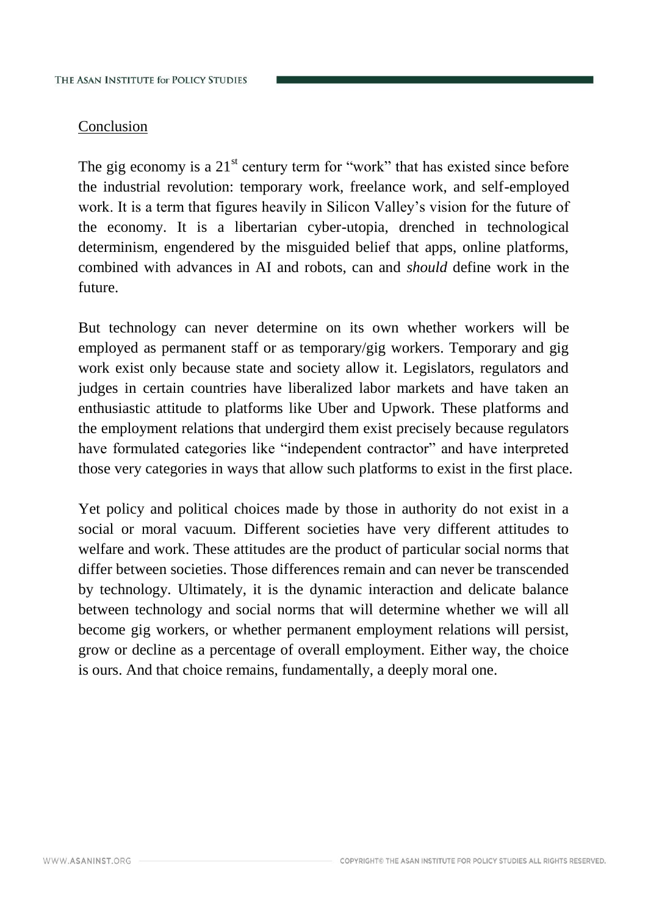## Conclusion

The gig economy is a 21st century term for "work" that has existed since before the industrial revolution: temporary work, freelance work, and self-employed work. It is a term that figures heavily in Silicon Valley's vision for the future of the economy. It is a libertarian cyber-utopia, drenched in technological determinism, engendered by the misguided belief that apps, online platforms, combined with advances in AI and robots, can and *should* define work in the future.

But technology can never determine on its own whether workers will be employed as permanent staff or as temporary/gig workers. Temporary and gig work exist only because state and society allow it. Legislators, regulators and judges in certain countries have liberalized labor markets and have taken an enthusiastic attitude to platforms like Uber and Upwork. These platforms and the employment relations that undergird them exist precisely because regulators have formulated categories like "independent contractor" and have interpreted those very categories in ways that allow such platforms to exist in the first place.

Yet policy and political choices made by those in authority do not exist in a social or moral vacuum. Different societies have very different attitudes to welfare and work. These attitudes are the product of particular social norms that differ between societies. Those differences remain and can never be transcended by technology. Ultimately, it is the dynamic interaction and delicate balance between technology and social norms that will determine whether we will all become gig workers, or whether permanent employment relations will persist, grow or decline as a percentage of overall employment. Either way, the choice is ours. And that choice remains, fundamentally, a deeply moral one.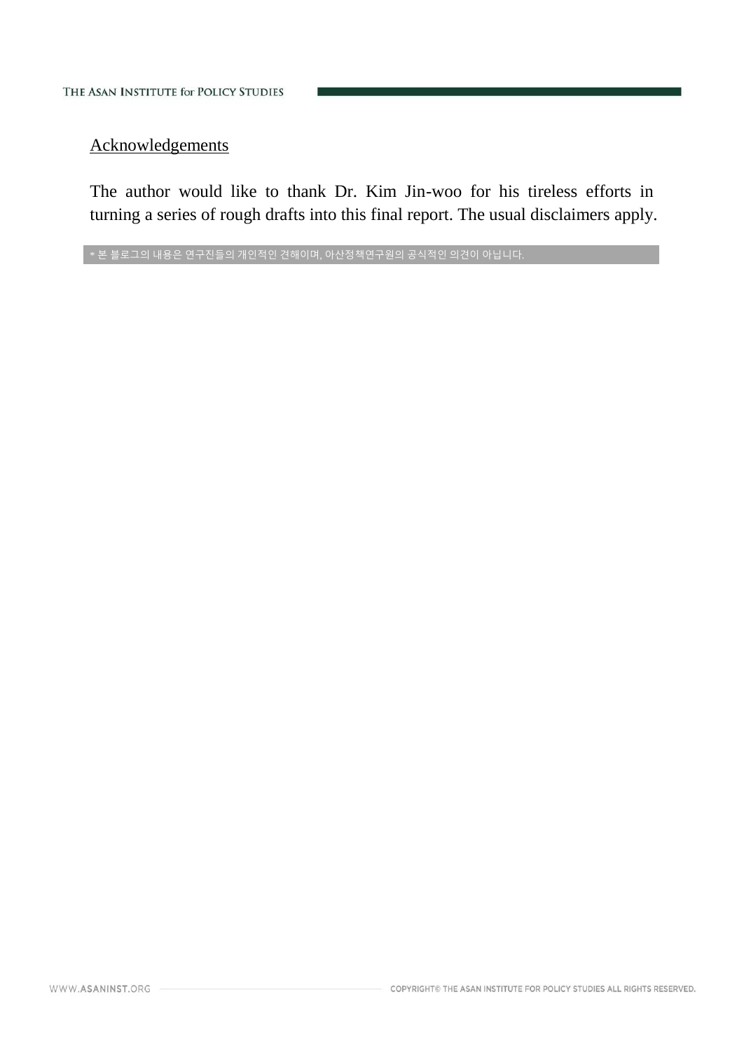Acknowledgements

The author would like to thank Dr. Kim Jin-woo for his tireless efforts in turning a series of rough drafts into this final report. The usual disclaimers apply.

* 본 블로그의 내용은 연구진들의 개인적인 견해이며, 아산정책연구원의 공식적인 의견이 아닙니다.